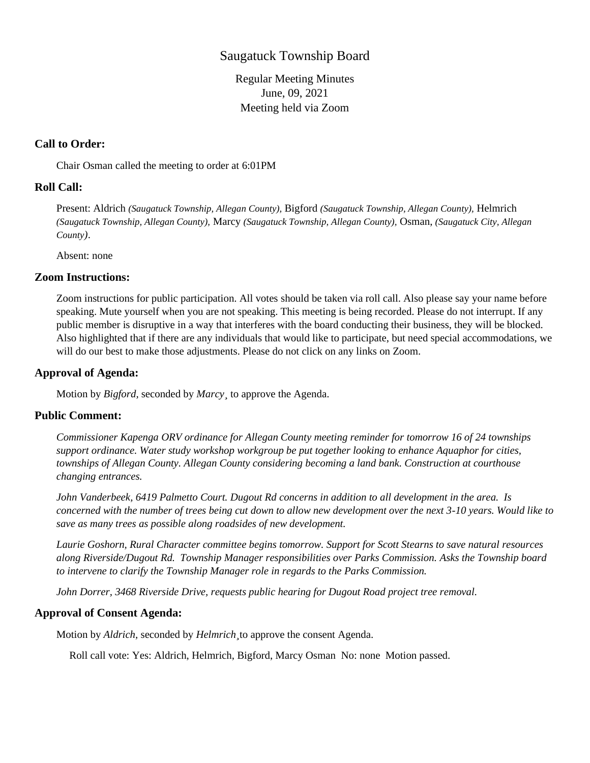# Saugatuck Township Board

Regular Meeting Minutes
June, 09, 2021
Meeting held via Zoom

### Call to Order:

Chair Osman called the meeting to order at 6:01PM

### Roll Call:

Present: Aldrich *(Saugatuck Township, Allegan County),* Bigford *(Saugatuck Township, Allegan County),* Helmrich *(Saugatuck Township, Allegan County),* Marcy *(Saugatuck Township, Allegan County),* Osman, *(Saugatuck City, Allegan County)*.

Absent: none

### Zoom Instructions:

Zoom instructions for public participation. All votes should be taken via roll call. Also please say your name before speaking. Mute yourself when you are not speaking. This meeting is being recorded. Please do not interrupt. If any public member is disruptive in a way that interferes with the board conducting their business, they will be blocked. Also highlighted that if there are any individuals that would like to participate, but need special accommodations, we will do our best to make those adjustments. Please do not click on any links on Zoom.

### Approval of Agenda:

Motion by *Bigford*, seconded by *Marcy¸* to approve the Agenda.

### Public Comment:

*Commissioner Kapenga ORV ordinance for Allegan County meeting reminder for tomorrow 16 of 24 townships support ordinance. Water study workshop workgroup be put together looking to enhance Aquaphor for cities, townships of Allegan County. Allegan County considering becoming a land bank. Construction at courthouse changing entrances.*

*John Vanderbeek, 6419 Palmetto Court. Dugout Rd concerns in addition to all development in the area. Is concerned with the number of trees being cut down to allow new development over the next 3-10 years. Would like to save as many trees as possible along roadsides of new development.*

*Laurie Goshorn, Rural Character committee begins tomorrow. Support for Scott Stearns to save natural resources along Riverside/Dugout Rd. Township Manager responsibilities over Parks Commission. Asks the Township board to intervene to clarify the Township Manager role in regards to the Parks Commission.*

*John Dorrer, 3468 Riverside Drive, requests public hearing for Dugout Road project tree removal.*

### Approval of Consent Agenda:

Motion by *Aldrich,* seconded by *Helmrich¸*to approve the consent Agenda.

Roll call vote: Yes: Aldrich, Helmrich, Bigford, Marcy Osman No: none Motion passed.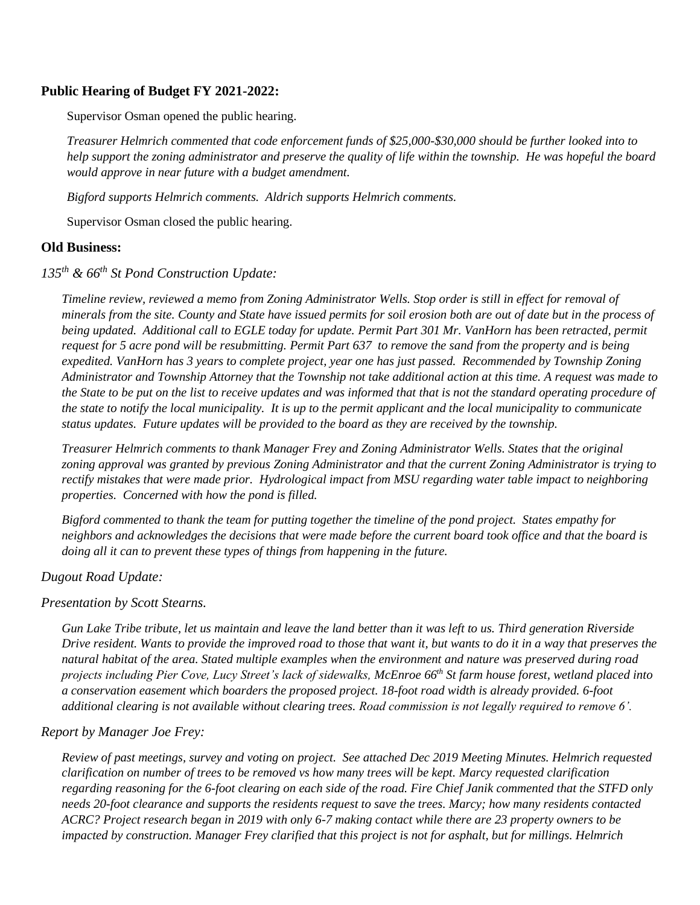**Public Hearing of Budget FY 2021-2022:**

Supervisor Osman opened the public hearing.

*Treasurer Helmrich commented that code enforcement funds of $25,000-$30,000 should be further looked into to help support the zoning administrator and preserve the quality of life within the township. He was hopeful the board would approve in near future with a budget amendment.*

*Bigford supports Helmrich comments. Aldrich supports Helmrich comments.*

Supervisor Osman closed the public hearing.

**Old Business:**

*135th & 66th St Pond Construction Update:*

*Timeline review, reviewed a memo from Zoning Administrator Wells. Stop order is still in effect for removal of minerals from the site. County and State have issued permits for soil erosion both are out of date but in the process of being updated. Additional call to EGLE today for update. Permit Part 301 Mr. VanHorn has been retracted, permit request for 5 acre pond will be resubmitting. Permit Part 637 to remove the sand from the property and is being expedited. VanHorn has 3 years to complete project, year one has just passed. Recommended by Township Zoning Administrator and Township Attorney that the Township not take additional action at this time. A request was made to the State to be put on the list to receive updates and was informed that that is not the standard operating procedure of the state to notify the local municipality. It is up to the permit applicant and the local municipality to communicate status updates. Future updates will be provided to the board as they are received by the township.*

*Treasurer Helmrich comments to thank Manager Frey and Zoning Administrator Wells. States that the original zoning approval was granted by previous Zoning Administrator and that the current Zoning Administrator is trying to rectify mistakes that were made prior. Hydrological impact from MSU regarding water table impact to neighboring properties. Concerned with how the pond is filled.*

*Bigford commented to thank the team for putting together the timeline of the pond project. States empathy for neighbors and acknowledges the decisions that were made before the current board took office and that the board is doing all it can to prevent these types of things from happening in the future.*

*Dugout Road Update:*

*Presentation by Scott Stearns.*

*Gun Lake Tribe tribute, let us maintain and leave the land better than it was left to us. Third generation Riverside Drive resident. Wants to provide the improved road to those that want it, but wants to do it in a way that preserves the natural habitat of the area. Stated multiple examples when the environment and nature was preserved during road projects including Pier Cove, Lucy Street's lack of sidewalks, McEnroe 66th St farm house forest, wetland placed into a conservation easement which boarders the proposed project. 18-foot road width is already provided. 6-foot additional clearing is not available without clearing trees. Road commission is not legally required to remove 6'.*

*Report by Manager Joe Frey:*

*Review of past meetings, survey and voting on project. See attached Dec 2019 Meeting Minutes. Helmrich requested clarification on number of trees to be removed vs how many trees will be kept. Marcy requested clarification regarding reasoning for the 6-foot clearing on each side of the road. Fire Chief Janik commented that the STFD only needs 20-foot clearance and supports the residents request to save the trees. Marcy; how many residents contacted ACRC? Project research began in 2019 with only 6-7 making contact while there are 23 property owners to be impacted by construction. Manager Frey clarified that this project is not for asphalt, but for millings. Helmrich*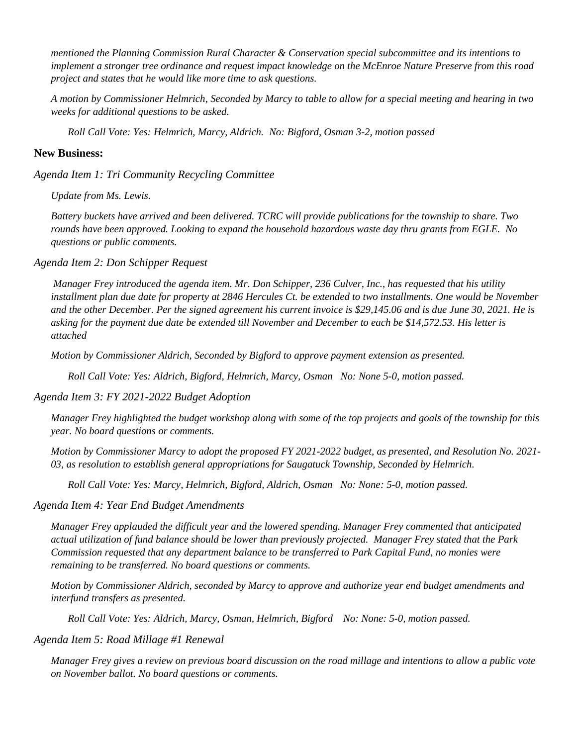*mentioned the Planning Commission Rural Character & Conservation special subcommittee and its intentions to implement a stronger tree ordinance and request impact knowledge on the McEnroe Nature Preserve from this road project and states that he would like more time to ask questions.*

*A motion by Commissioner Helmrich, Seconded by Marcy to table to allow for a special meeting and hearing in two weeks for additional questions to be asked.*

*Roll Call Vote: Yes: Helmrich, Marcy, Aldrich. No: Bigford, Osman 3-2, motion passed*

**New Business:**

*Agenda Item 1: Tri Community Recycling Committee*

*Update from Ms. Lewis.*

*Battery buckets have arrived and been delivered. TCRC will provide publications for the township to share. Two rounds have been approved. Looking to expand the household hazardous waste day thru grants from EGLE. No questions or public comments.*

*Agenda Item 2: Don Schipper Request*

*Manager Frey introduced the agenda item. Mr. Don Schipper, 236 Culver, Inc., has requested that his utility installment plan due date for property at 2846 Hercules Ct. be extended to two installments. One would be November and the other December. Per the signed agreement his current invoice is $29,145.06 and is due June 30, 2021. He is asking for the payment due date be extended till November and December to each be $14,572.53. His letter is attached*

*Motion by Commissioner Aldrich, Seconded by Bigford to approve payment extension as presented.*

*Roll Call Vote: Yes: Aldrich, Bigford, Helmrich, Marcy, Osman No: None 5-0, motion passed.*

*Agenda Item 3: FY 2021-2022 Budget Adoption*

*Manager Frey highlighted the budget workshop along with some of the top projects and goals of the township for this year. No board questions or comments.*

*Motion by Commissioner Marcy to adopt the proposed FY 2021-2022 budget, as presented, and Resolution No. 2021-03, as resolution to establish general appropriations for Saugatuck Township, Seconded by Helmrich.*

*Roll Call Vote: Yes: Marcy, Helmrich, Bigford, Aldrich, Osman No: None: 5-0, motion passed.*

*Agenda Item 4: Year End Budget Amendments*

*Manager Frey applauded the difficult year and the lowered spending. Manager Frey commented that anticipated actual utilization of fund balance should be lower than previously projected. Manager Frey stated that the Park Commission requested that any department balance to be transferred to Park Capital Fund, no monies were remaining to be transferred. No board questions or comments.*

*Motion by Commissioner Aldrich, seconded by Marcy to approve and authorize year end budget amendments and interfund transfers as presented.*

*Roll Call Vote: Yes: Aldrich, Marcy, Osman, Helmrich, Bigford No: None: 5-0, motion passed.*

*Agenda Item 5: Road Millage #1 Renewal*

*Manager Frey gives a review on previous board discussion on the road millage and intentions to allow a public vote on November ballot. No board questions or comments.*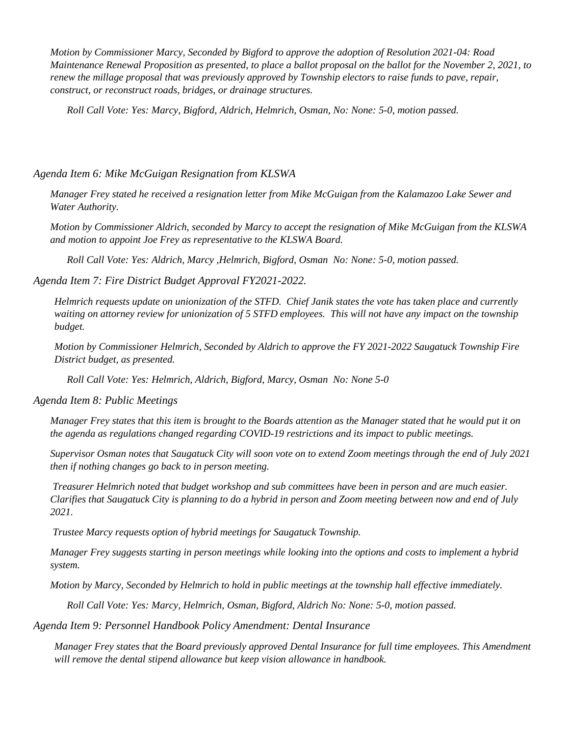*Motion by Commissioner Marcy, Seconded by Bigford to approve the adoption of Resolution 2021-04: Road Maintenance Renewal Proposition as presented, to place a ballot proposal on the ballot for the November 2, 2021, to renew the millage proposal that was previously approved by Township electors to raise funds to pave, repair, construct, or reconstruct roads, bridges, or drainage structures.*

*Roll Call Vote: Yes: Marcy, Bigford, Aldrich, Helmrich, Osman, No: None: 5-0, motion passed.*

*Agenda Item 6: Mike McGuigan Resignation from KLSWA*

*Manager Frey stated he received a resignation letter from Mike McGuigan from the Kalamazoo Lake Sewer and Water Authority.*

*Motion by Commissioner Aldrich, seconded by Marcy to accept the resignation of Mike McGuigan from the KLSWA and motion to appoint Joe Frey as representative to the KLSWA Board.*

*Roll Call Vote: Yes: Aldrich, Marcy ,Helmrich, Bigford, Osman No: None: 5-0, motion passed.*

*Agenda Item 7: Fire District Budget Approval FY2021-2022.*

*Helmrich requests update on unionization of the STFD. Chief Janik states the vote has taken place and currently waiting on attorney review for unionization of 5 STFD employees. This will not have any impact on the township budget.*

*Motion by Commissioner Helmrich, Seconded by Aldrich to approve the FY 2021-2022 Saugatuck Township Fire District budget, as presented.*

*Roll Call Vote: Yes: Helmrich, Aldrich, Bigford, Marcy, Osman No: None 5-0*

*Agenda Item 8: Public Meetings*

*Manager Frey states that this item is brought to the Boards attention as the Manager stated that he would put it on the agenda as regulations changed regarding COVID-19 restrictions and its impact to public meetings.*

*Supervisor Osman notes that Saugatuck City will soon vote on to extend Zoom meetings through the end of July 2021 then if nothing changes go back to in person meeting.*

*Treasurer Helmrich noted that budget workshop and sub committees have been in person and are much easier. Clarifies that Saugatuck City is planning to do a hybrid in person and Zoom meeting between now and end of July 2021.*

*Trustee Marcy requests option of hybrid meetings for Saugatuck Township.*

*Manager Frey suggests starting in person meetings while looking into the options and costs to implement a hybrid system.*

*Motion by Marcy, Seconded by Helmrich to hold in public meetings at the township hall effective immediately.*

*Roll Call Vote: Yes: Marcy, Helmrich, Osman, Bigford, Aldrich No: None: 5-0, motion passed.*

*Agenda Item 9: Personnel Handbook Policy Amendment: Dental Insurance*

*Manager Frey states that the Board previously approved Dental Insurance for full time employees. This Amendment will remove the dental stipend allowance but keep vision allowance in handbook.*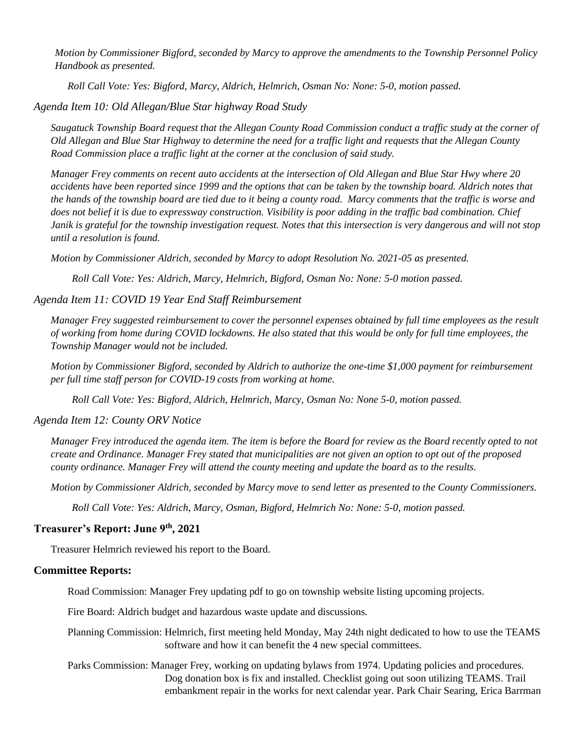*Motion by Commissioner Bigford, seconded by Marcy to approve the amendments to the Township Personnel Policy Handbook as presented.*

*Roll Call Vote: Yes: Bigford, Marcy, Aldrich, Helmrich, Osman No: None: 5-0, motion passed.*

*Agenda Item 10: Old Allegan/Blue Star highway Road Study*

*Saugatuck Township Board request that the Allegan County Road Commission conduct a traffic study at the corner of Old Allegan and Blue Star Highway to determine the need for a traffic light and requests that the Allegan County Road Commission place a traffic light at the corner at the conclusion of said study.*

*Manager Frey comments on recent auto accidents at the intersection of Old Allegan and Blue Star Hwy where 20 accidents have been reported since 1999 and the options that can be taken by the township board. Aldrich notes that the hands of the township board are tied due to it being a county road. Marcy comments that the traffic is worse and does not belief it is due to expressway construction. Visibility is poor adding in the traffic bad combination. Chief Janik is grateful for the township investigation request. Notes that this intersection is very dangerous and will not stop until a resolution is found.*

*Motion by Commissioner Aldrich, seconded by Marcy to adopt Resolution No. 2021-05 as presented.*

*Roll Call Vote: Yes: Aldrich, Marcy, Helmrich, Bigford, Osman No: None: 5-0 motion passed.*

*Agenda Item 11: COVID 19 Year End Staff Reimbursement*

*Manager Frey suggested reimbursement to cover the personnel expenses obtained by full time employees as the result of working from home during COVID lockdowns. He also stated that this would be only for full time employees, the Township Manager would not be included.*

*Motion by Commissioner Bigford, seconded by Aldrich to authorize the one-time $1,000 payment for reimbursement per full time staff person for COVID-19 costs from working at home.*

*Roll Call Vote: Yes: Bigford, Aldrich, Helmrich, Marcy, Osman No: None 5-0, motion passed.*

*Agenda Item 12: County ORV Notice*

*Manager Frey introduced the agenda item. The item is before the Board for review as the Board recently opted to not create and Ordinance. Manager Frey stated that municipalities are not given an option to opt out of the proposed county ordinance. Manager Frey will attend the county meeting and update the board as to the results.*

*Motion by Commissioner Aldrich, seconded by Marcy move to send letter as presented to the County Commissioners.*

*Roll Call Vote: Yes: Aldrich, Marcy, Osman, Bigford, Helmrich No: None: 5-0, motion passed.*

**Treasurer's Report: June 9th, 2021**

Treasurer Helmrich reviewed his report to the Board.

**Committee Reports:**

Road Commission: Manager Frey updating pdf to go on township website listing upcoming projects.

Fire Board: Aldrich budget and hazardous waste update and discussions.

Planning Commission: Helmrich, first meeting held Monday, May 24th night dedicated to how to use the TEAMS software and how it can benefit the 4 new special committees.

Parks Commission: Manager Frey, working on updating bylaws from 1974. Updating policies and procedures. Dog donation box is fix and installed. Checklist going out soon utilizing TEAMS. Trail embankment repair in the works for next calendar year. Park Chair Searing, Erica Barrman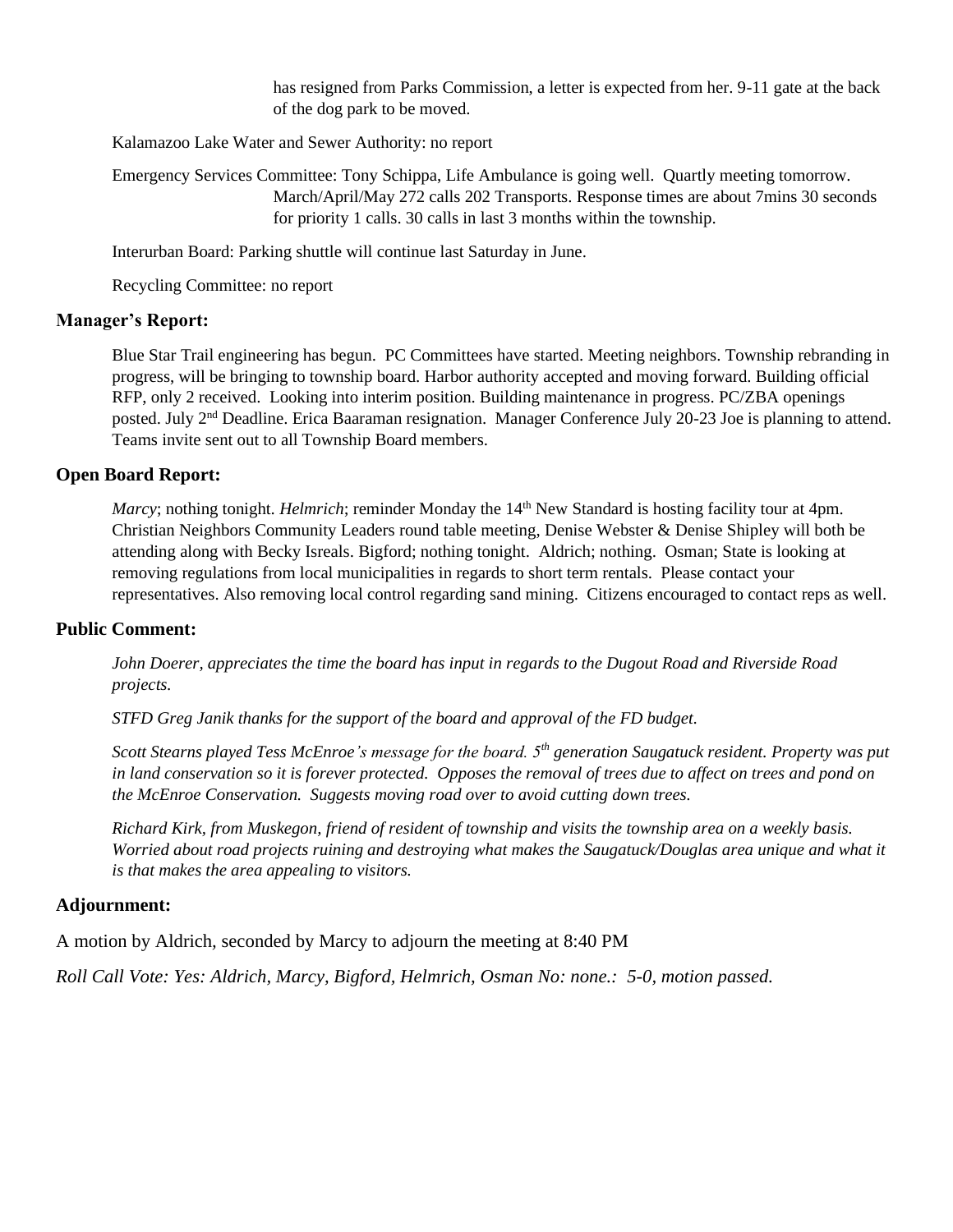has resigned from Parks Commission, a letter is expected from her. 9-11 gate at the back of the dog park to be moved.

Kalamazoo Lake Water and Sewer Authority: no report

Emergency Services Committee: Tony Schippa, Life Ambulance is going well. Quartly meeting tomorrow. March/April/May 272 calls 202 Transports. Response times are about 7mins 30 seconds for priority 1 calls. 30 calls in last 3 months within the township.

Interurban Board: Parking shuttle will continue last Saturday in June.

Recycling Committee: no report

### Manager's Report:

Blue Star Trail engineering has begun. PC Committees have started. Meeting neighbors. Township rebranding in progress, will be bringing to township board. Harbor authority accepted and moving forward. Building official RFP, only 2 received. Looking into interim position. Building maintenance in progress. PC/ZBA openings posted. July 2nd Deadline. Erica Baaraman resignation. Manager Conference July 20-23 Joe is planning to attend. Teams invite sent out to all Township Board members.

### Open Board Report:

*Marcy*; nothing tonight. *Helmrich*; reminder Monday the 14th New Standard is hosting facility tour at 4pm. Christian Neighbors Community Leaders round table meeting, Denise Webster & Denise Shipley will both be attending along with Becky Isreals. Bigford; nothing tonight. Aldrich; nothing. Osman; State is looking at removing regulations from local municipalities in regards to short term rentals. Please contact your representatives. Also removing local control regarding sand mining. Citizens encouraged to contact reps as well.

### Public Comment:

*John Doerer, appreciates the time the board has input in regards to the Dugout Road and Riverside Road projects.*

*STFD Greg Janik thanks for the support of the board and approval of the FD budget.*

*Scott Stearns played Tess McEnroe's message for the board. 5th generation Saugatuck resident. Property was put in land conservation so it is forever protected. Opposes the removal of trees due to affect on trees and pond on the McEnroe Conservation. Suggests moving road over to avoid cutting down trees.*

*Richard Kirk, from Muskegon, friend of resident of township and visits the township area on a weekly basis. Worried about road projects ruining and destroying what makes the Saugatuck/Douglas area unique and what it is that makes the area appealing to visitors.*

### Adjournment:

A motion by Aldrich, seconded by Marcy to adjourn the meeting at 8:40 PM

*Roll Call Vote: Yes: Aldrich, Marcy, Bigford, Helmrich, Osman No: none.: 5-0, motion passed.*